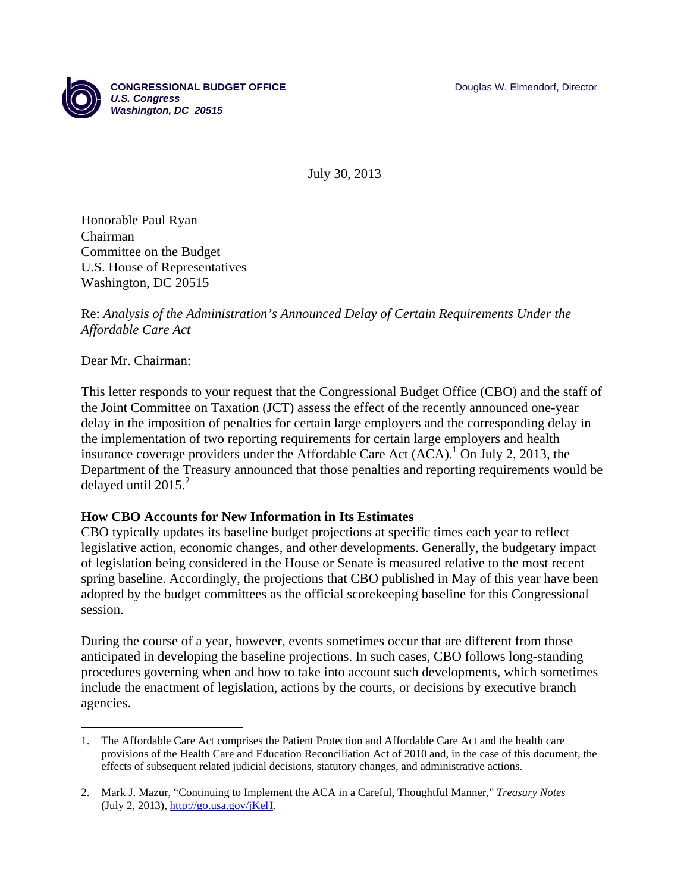**CONGRESSIONAL BUDGET OFFICE**
***U.S. Congress***
***Washington, DC 20515***

Douglas W. Elmendorf, Director

July 30, 2013

Honorable Paul Ryan
Chairman
Committee on the Budget
U.S. House of Representatives
Washington, DC 20515

Re: *Analysis of the Administration's Announced Delay of Certain Requirements Under the Affordable Care Act*

Dear Mr. Chairman:

This letter responds to your request that the Congressional Budget Office (CBO) and the staff of the Joint Committee on Taxation (JCT) assess the effect of the recently announced one-year delay in the imposition of penalties for certain large employers and the corresponding delay in the implementation of two reporting requirements for certain large employers and health insurance coverage providers under the Affordable Care Act (ACA).[1] On July 2, 2013, the Department of the Treasury announced that those penalties and reporting requirements would be delayed until 2015.[2]

**How CBO Accounts for New Information in Its Estimates**

CBO typically updates its baseline budget projections at specific times each year to reflect legislative action, economic changes, and other developments. Generally, the budgetary impact of legislation being considered in the House or Senate is measured relative to the most recent spring baseline. Accordingly, the projections that CBO published in May of this year have been adopted by the budget committees as the official scorekeeping baseline for this Congressional session.

During the course of a year, however, events sometimes occur that are different from those anticipated in developing the baseline projections. In such cases, CBO follows long-standing procedures governing when and how to take into account such developments, which sometimes include the enactment of legislation, actions by the courts, or decisions by executive branch agencies.

---

1. The Affordable Care Act comprises the Patient Protection and Affordable Care Act and the health care provisions of the Health Care and Education Reconciliation Act of 2010 and, in the case of this document, the effects of subsequent related judicial decisions, statutory changes, and administrative actions.

2. Mark J. Mazur, "Continuing to Implement the ACA in a Careful, Thoughtful Manner," *Treasury Notes* (July 2, 2013), http://go.usa.gov/jKeH.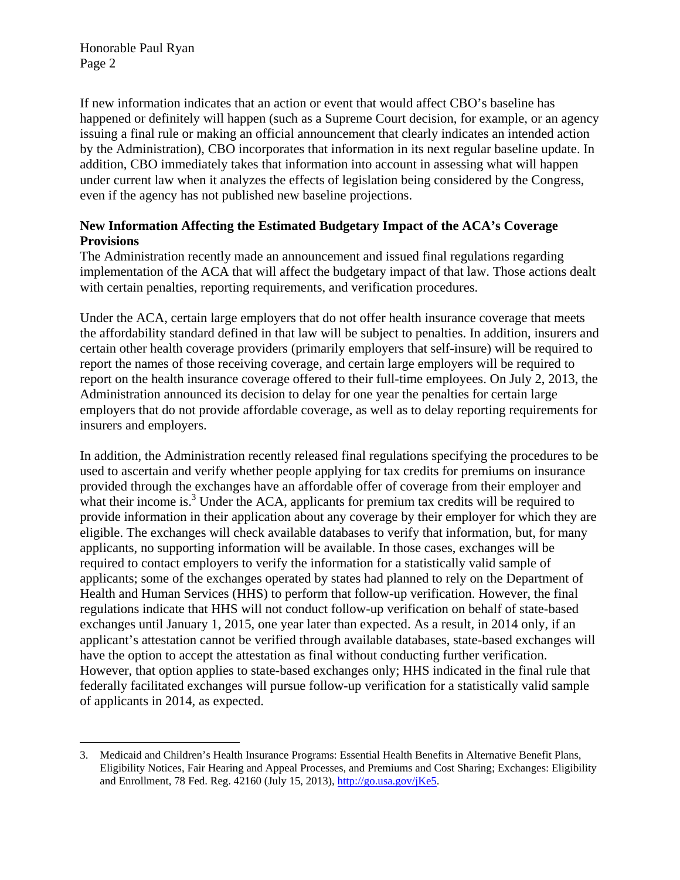If new information indicates that an action or event that would affect CBO's baseline has happened or definitely will happen (such as a Supreme Court decision, for example, or an agency issuing a final rule or making an official announcement that clearly indicates an intended action by the Administration), CBO incorporates that information in its next regular baseline update. In addition, CBO immediately takes that information into account in assessing what will happen under current law when it analyzes the effects of legislation being considered by the Congress, even if the agency has not published new baseline projections.

**New Information Affecting the Estimated Budgetary Impact of the ACA's Coverage Provisions**

The Administration recently made an announcement and issued final regulations regarding implementation of the ACA that will affect the budgetary impact of that law. Those actions dealt with certain penalties, reporting requirements, and verification procedures.

Under the ACA, certain large employers that do not offer health insurance coverage that meets the affordability standard defined in that law will be subject to penalties. In addition, insurers and certain other health coverage providers (primarily employers that self-insure) will be required to report the names of those receiving coverage, and certain large employers will be required to report on the health insurance coverage offered to their full-time employees. On July 2, 2013, the Administration announced its decision to delay for one year the penalties for certain large employers that do not provide affordable coverage, as well as to delay reporting requirements for insurers and employers.

In addition, the Administration recently released final regulations specifying the procedures to be used to ascertain and verify whether people applying for tax credits for premiums on insurance provided through the exchanges have an affordable offer of coverage from their employer and what their income is.[3] Under the ACA, applicants for premium tax credits will be required to provide information in their application about any coverage by their employer for which they are eligible. The exchanges will check available databases to verify that information, but, for many applicants, no supporting information will be available. In those cases, exchanges will be required to contact employers to verify the information for a statistically valid sample of applicants; some of the exchanges operated by states had planned to rely on the Department of Health and Human Services (HHS) to perform that follow-up verification. However, the final regulations indicate that HHS will not conduct follow-up verification on behalf of state-based exchanges until January 1, 2015, one year later than expected. As a result, in 2014 only, if an applicant's attestation cannot be verified through available databases, state-based exchanges will have the option to accept the attestation as final without conducting further verification. However, that option applies to state-based exchanges only; HHS indicated in the final rule that federally facilitated exchanges will pursue follow-up verification for a statistically valid sample of applicants in 2014, as expected.

---

3. Medicaid and Children's Health Insurance Programs: Essential Health Benefits in Alternative Benefit Plans, Eligibility Notices, Fair Hearing and Appeal Processes, and Premiums and Cost Sharing; Exchanges: Eligibility and Enrollment, 78 Fed. Reg. 42160 (July 15, 2013), http://go.usa.gov/jKe5.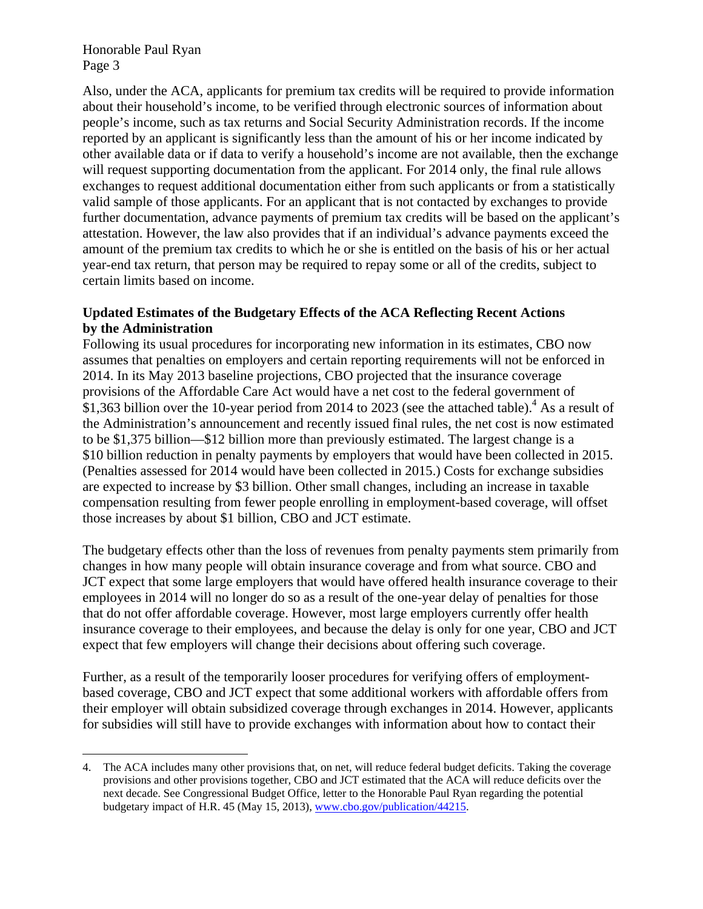Also, under the ACA, applicants for premium tax credits will be required to provide information about their household's income, to be verified through electronic sources of information about people's income, such as tax returns and Social Security Administration records. If the income reported by an applicant is significantly less than the amount of his or her income indicated by other available data or if data to verify a household's income are not available, then the exchange will request supporting documentation from the applicant. For 2014 only, the final rule allows exchanges to request additional documentation either from such applicants or from a statistically valid sample of those applicants. For an applicant that is not contacted by exchanges to provide further documentation, advance payments of premium tax credits will be based on the applicant's attestation. However, the law also provides that if an individual's advance payments exceed the amount of the premium tax credits to which he or she is entitled on the basis of his or her actual year-end tax return, that person may be required to repay some or all of the credits, subject to certain limits based on income.

**Updated Estimates of the Budgetary Effects of the ACA Reflecting Recent Actions by the Administration**

Following its usual procedures for incorporating new information in its estimates, CBO now assumes that penalties on employers and certain reporting requirements will not be enforced in 2014. In its May 2013 baseline projections, CBO projected that the insurance coverage provisions of the Affordable Care Act would have a net cost to the federal government of $1,363 billion over the 10-year period from 2014 to 2023 (see the attached table).[4] As a result of the Administration's announcement and recently issued final rules, the net cost is now estimated to be $1,375 billion—$12 billion more than previously estimated. The largest change is a $10 billion reduction in penalty payments by employers that would have been collected in 2015. (Penalties assessed for 2014 would have been collected in 2015.) Costs for exchange subsidies are expected to increase by $3 billion. Other small changes, including an increase in taxable compensation resulting from fewer people enrolling in employment-based coverage, will offset those increases by about $1 billion, CBO and JCT estimate.

The budgetary effects other than the loss of revenues from penalty payments stem primarily from changes in how many people will obtain insurance coverage and from what source. CBO and JCT expect that some large employers that would have offered health insurance coverage to their employees in 2014 will no longer do so as a result of the one-year delay of penalties for those that do not offer affordable coverage. However, most large employers currently offer health insurance coverage to their employees, and because the delay is only for one year, CBO and JCT expect that few employers will change their decisions about offering such coverage.

Further, as a result of the temporarily looser procedures for verifying offers of employment-based coverage, CBO and JCT expect that some additional workers with affordable offers from their employer will obtain subsidized coverage through exchanges in 2014. However, applicants for subsidies will still have to provide exchanges with information about how to contact their

---

4. The ACA includes many other provisions that, on net, will reduce federal budget deficits. Taking the coverage provisions and other provisions together, CBO and JCT estimated that the ACA will reduce deficits over the next decade. See Congressional Budget Office, letter to the Honorable Paul Ryan regarding the potential budgetary impact of H.R. 45 (May 15, 2013), www.cbo.gov/publication/44215.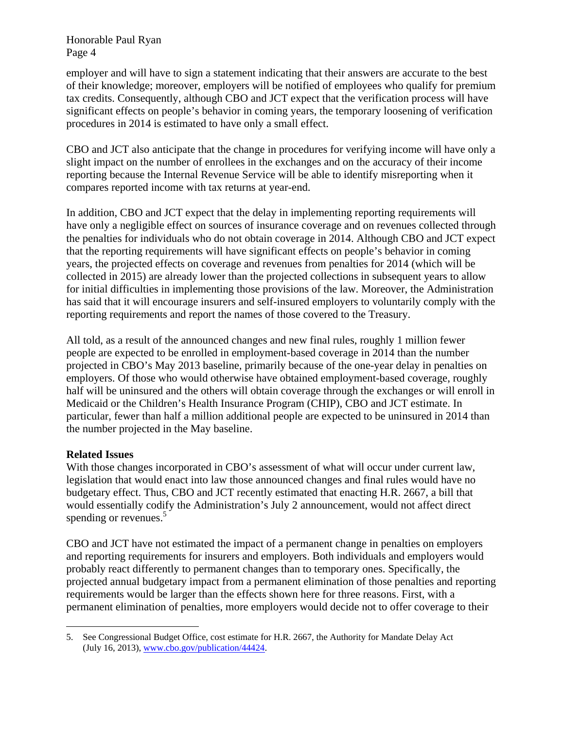employer and will have to sign a statement indicating that their answers are accurate to the best of their knowledge; moreover, employers will be notified of employees who qualify for premium tax credits. Consequently, although CBO and JCT expect that the verification process will have significant effects on people's behavior in coming years, the temporary loosening of verification procedures in 2014 is estimated to have only a small effect.

CBO and JCT also anticipate that the change in procedures for verifying income will have only a slight impact on the number of enrollees in the exchanges and on the accuracy of their income reporting because the Internal Revenue Service will be able to identify misreporting when it compares reported income with tax returns at year-end.

In addition, CBO and JCT expect that the delay in implementing reporting requirements will have only a negligible effect on sources of insurance coverage and on revenues collected through the penalties for individuals who do not obtain coverage in 2014. Although CBO and JCT expect that the reporting requirements will have significant effects on people's behavior in coming years, the projected effects on coverage and revenues from penalties for 2014 (which will be collected in 2015) are already lower than the projected collections in subsequent years to allow for initial difficulties in implementing those provisions of the law. Moreover, the Administration has said that it will encourage insurers and self-insured employers to voluntarily comply with the reporting requirements and report the names of those covered to the Treasury.

All told, as a result of the announced changes and new final rules, roughly 1 million fewer people are expected to be enrolled in employment-based coverage in 2014 than the number projected in CBO's May 2013 baseline, primarily because of the one-year delay in penalties on employers. Of those who would otherwise have obtained employment-based coverage, roughly half will be uninsured and the others will obtain coverage through the exchanges or will enroll in Medicaid or the Children's Health Insurance Program (CHIP), CBO and JCT estimate. In particular, fewer than half a million additional people are expected to be uninsured in 2014 than the number projected in the May baseline.

**Related Issues**

With those changes incorporated in CBO's assessment of what will occur under current law, legislation that would enact into law those announced changes and final rules would have no budgetary effect. Thus, CBO and JCT recently estimated that enacting H.R. 2667, a bill that would essentially codify the Administration's July 2 announcement, would not affect direct spending or revenues.[5]

CBO and JCT have not estimated the impact of a permanent change in penalties on employers and reporting requirements for insurers and employers. Both individuals and employers would probably react differently to permanent changes than to temporary ones. Specifically, the projected annual budgetary impact from a permanent elimination of those penalties and reporting requirements would be larger than the effects shown here for three reasons. First, with a permanent elimination of penalties, more employers would decide not to offer coverage to their

5. See Congressional Budget Office, cost estimate for H.R. 2667, the Authority for Mandate Delay Act (July 16, 2013), www.cbo.gov/publication/44424.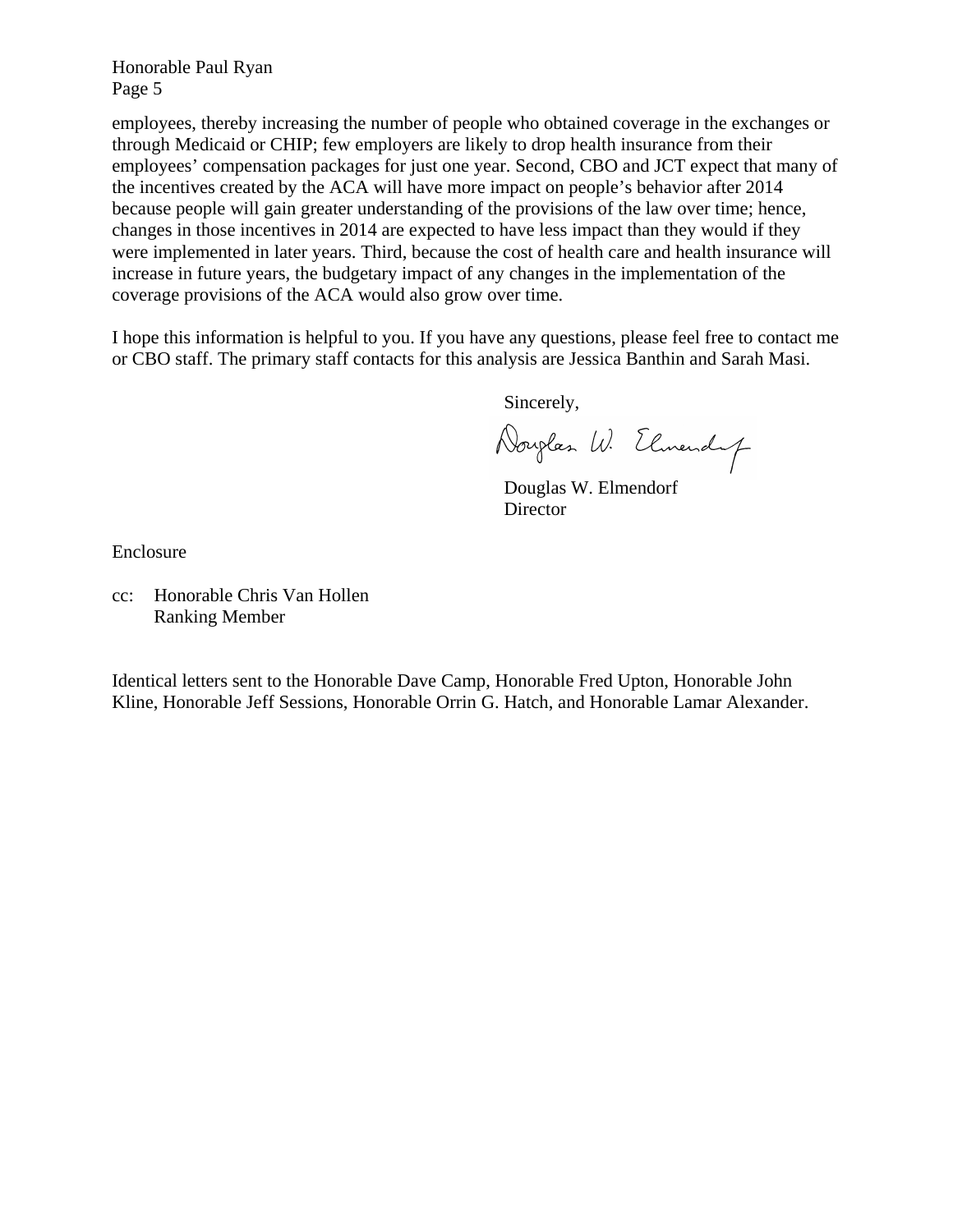employees, thereby increasing the number of people who obtained coverage in the exchanges or through Medicaid or CHIP; few employers are likely to drop health insurance from their employees' compensation packages for just one year. Second, CBO and JCT expect that many of the incentives created by the ACA will have more impact on people's behavior after 2014 because people will gain greater understanding of the provisions of the law over time; hence, changes in those incentives in 2014 are expected to have less impact than they would if they were implemented in later years. Third, because the cost of health care and health insurance will increase in future years, the budgetary impact of any changes in the implementation of the coverage provisions of the ACA would also grow over time.

I hope this information is helpful to you. If you have any questions, please feel free to contact me or CBO staff. The primary staff contacts for this analysis are Jessica Banthin and Sarah Masi.

Sincerely,

Douglas W. Elmendorf
Director

Enclosure

cc: Honorable Chris Van Hollen
Ranking Member

Identical letters sent to the Honorable Dave Camp, Honorable Fred Upton, Honorable John Kline, Honorable Jeff Sessions, Honorable Orrin G. Hatch, and Honorable Lamar Alexander.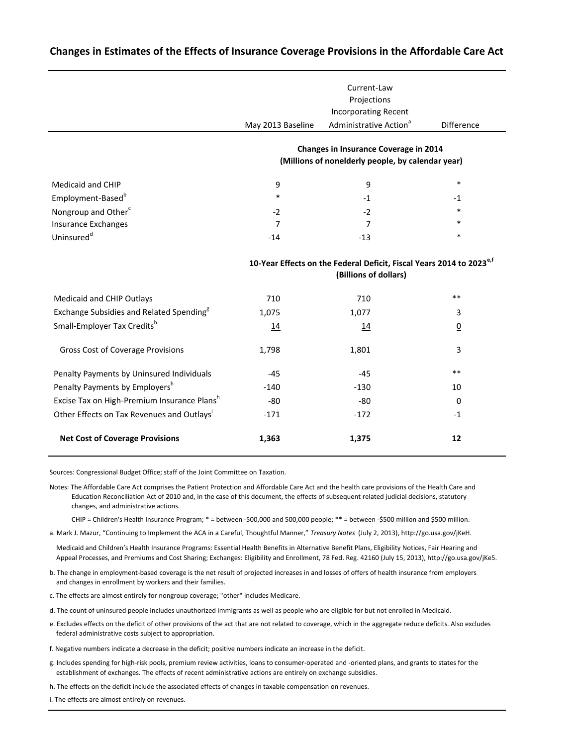## Changes in Estimates of the Effects of Insurance Coverage Provisions in the Affordable Care Act

| | May 2013 Baseline | Current-Law Projections Incorporating Recent Administrative Action[a] | Difference |
|---|---|---|---|
| | **Changes in Insurance Coverage in 2014 (Millions of nonelderly people, by calendar year)** | | |
| Medicaid and CHIP | 9 | 9 | * |
| Employment-Based[b] | * | -1 | -1 |
| Nongroup and Other[c] | -2 | -2 | * |
| Insurance Exchanges | 7 | 7 | * |
| Uninsured[d] | -14 | -13 | * |
| | **10-Year Effects on the Federal Deficit, Fiscal Years 2014 to 2023[e,f] (Billions of dollars)** | | |
| Medicaid and CHIP Outlays | 710 | 710 | ** |
| Exchange Subsidies and Related Spending[g] | 1,075 | 1,077 | 3 |
| Small-Employer Tax Credits[h] | 14 | 14 | 0 |
| Gross Cost of Coverage Provisions | 1,798 | 1,801 | 3 |
| Penalty Payments by Uninsured Individuals | -45 | -45 | ** |
| Penalty Payments by Employers[h] | -140 | -130 | 10 |
| Excise Tax on High-Premium Insurance Plans[h] | -80 | -80 | 0 |
| Other Effects on Tax Revenues and Outlays[i] | -171 | -172 | -1 |
| **Net Cost of Coverage Provisions** | **1,363** | **1,375** | **12** |

Sources: Congressional Budget Office; staff of the Joint Committee on Taxation.

Notes: The Affordable Care Act comprises the Patient Protection and Affordable Care Act and the health care provisions of the Health Care and Education Reconciliation Act of 2010 and, in the case of this document, the effects of subsequent related judicial decisions, statutory changes, and administrative actions.

CHIP = Children's Health Insurance Program; * = between -500,000 and 500,000 people; ** = between -$500 million and $500 million.

a. Mark J. Mazur, "Continuing to Implement the ACA in a Careful, Thoughtful Manner," *Treasury Notes* (July 2, 2013), http://go.usa.gov/jKeH.

Medicaid and Children's Health Insurance Programs: Essential Health Benefits in Alternative Benefit Plans, Eligibility Notices, Fair Hearing and Appeal Processes, and Premiums and Cost Sharing; Exchanges: Eligibility and Enrollment, 78 Fed. Reg. 42160 (July 15, 2013), http://go.usa.gov/jKe5.

b. The change in employment-based coverage is the net result of projected increases in and losses of offers of health insurance from employers and changes in enrollment by workers and their families.

c. The effects are almost entirely for nongroup coverage; "other" includes Medicare.

d. The count of uninsured people includes unauthorized immigrants as well as people who are eligible for but not enrolled in Medicaid.

e. Excludes effects on the deficit of other provisions of the act that are not related to coverage, which in the aggregate reduce deficits. Also excludes federal administrative costs subject to appropriation.

f. Negative numbers indicate a decrease in the deficit; positive numbers indicate an increase in the deficit.

g. Includes spending for high-risk pools, premium review activities, loans to consumer-operated and -oriented plans, and grants to states for the establishment of exchanges. The effects of recent administrative actions are entirely on exchange subsidies.

h. The effects on the deficit include the associated effects of changes in taxable compensation on revenues.

i. The effects are almost entirely on revenues.